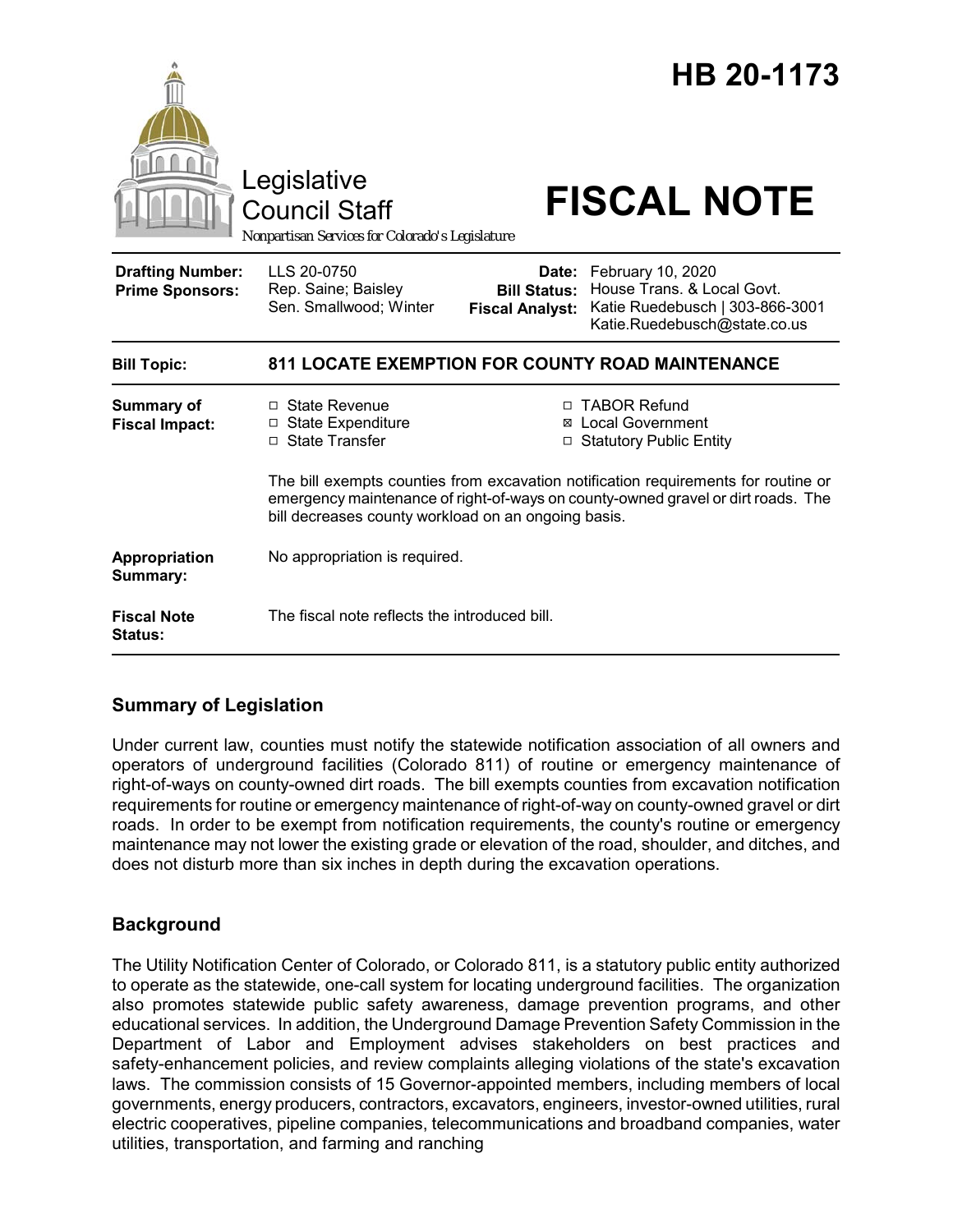# HB 20-1173

Legislative Council Staff

*Nonpartisan Services for Colorado's Legislature*

# FISCAL NOTE

| | | | |
|---|---|---|---|
| **Drafting Number:** | LLS 20-0750 | **Date:** | February 10, 2020 |
| **Prime Sponsors:** | Rep. Saine; Baisley<br>Sen. Smallwood; Winter | **Bill Status:** | House Trans. & Local Govt. |
| | | **Fiscal Analyst:** | Katie Ruedebusch \| 303-866-3001<br>Katie.Ruedebusch@state.co.us |

| | |
|---|---|
| **Bill Topic:** | **811 LOCATE EXEMPTION FOR COUNTY ROAD MAINTENANCE** |
| **Summary of Fiscal Impact:** | ☐ State Revenue ☐ State Expenditure ☐ State Transfer ☐ TABOR Refund ☒ Local Government ☐ Statutory Public Entity<br><br>The bill exempts counties from excavation notification requirements for routine or emergency maintenance of right-of-ways on county-owned gravel or dirt roads. The bill decreases county workload on an ongoing basis. |
| **Appropriation Summary:** | No appropriation is required. |
| **Fiscal Note Status:** | The fiscal note reflects the introduced bill. |

## Summary of Legislation

Under current law, counties must notify the statewide notification association of all owners and operators of underground facilities (Colorado 811) of routine or emergency maintenance of right-of-ways on county-owned dirt roads. The bill exempts counties from excavation notification requirements for routine or emergency maintenance of right-of-way on county-owned gravel or dirt roads. In order to be exempt from notification requirements, the county's routine or emergency maintenance may not lower the existing grade or elevation of the road, shoulder, and ditches, and does not disturb more than six inches in depth during the excavation operations.

## Background

The Utility Notification Center of Colorado, or Colorado 811, is a statutory public entity authorized to operate as the statewide, one-call system for locating underground facilities. The organization also promotes statewide public safety awareness, damage prevention programs, and other educational services. In addition, the Underground Damage Prevention Safety Commission in the Department of Labor and Employment advises stakeholders on best practices and safety-enhancement policies, and review complaints alleging violations of the state's excavation laws. The commission consists of 15 Governor-appointed members, including members of local governments, energy producers, contractors, excavators, engineers, investor-owned utilities, rural electric cooperatives, pipeline companies, telecommunications and broadband companies, water utilities, transportation, and farming and ranching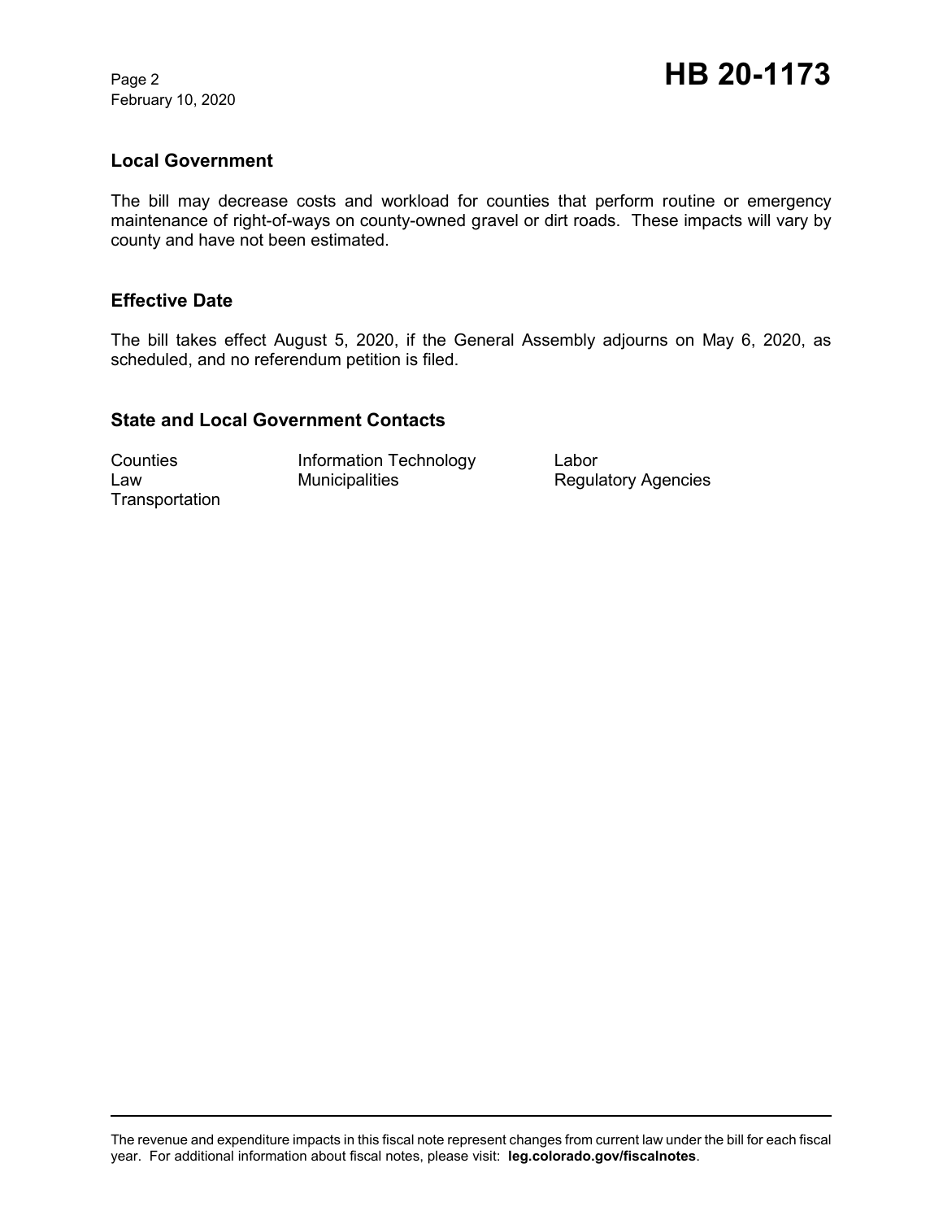## Local Government

The bill may decrease costs and workload for counties that perform routine or emergency maintenance of right-of-ways on county-owned gravel or dirt roads. These impacts will vary by county and have not been estimated.

## Effective Date

The bill takes effect August 5, 2020, if the General Assembly adjourns on May 6, 2020, as scheduled, and no referendum petition is filed.

## State and Local Government Contacts

| | | |
|---|---|---|
| Counties | Information Technology | Labor |
| Law | Municipalities | Regulatory Agencies |
| Transportation | | |

The revenue and expenditure impacts in this fiscal note represent changes from current law under the bill for each fiscal year. For additional information about fiscal notes, please visit: **leg.colorado.gov/fiscalnotes**.